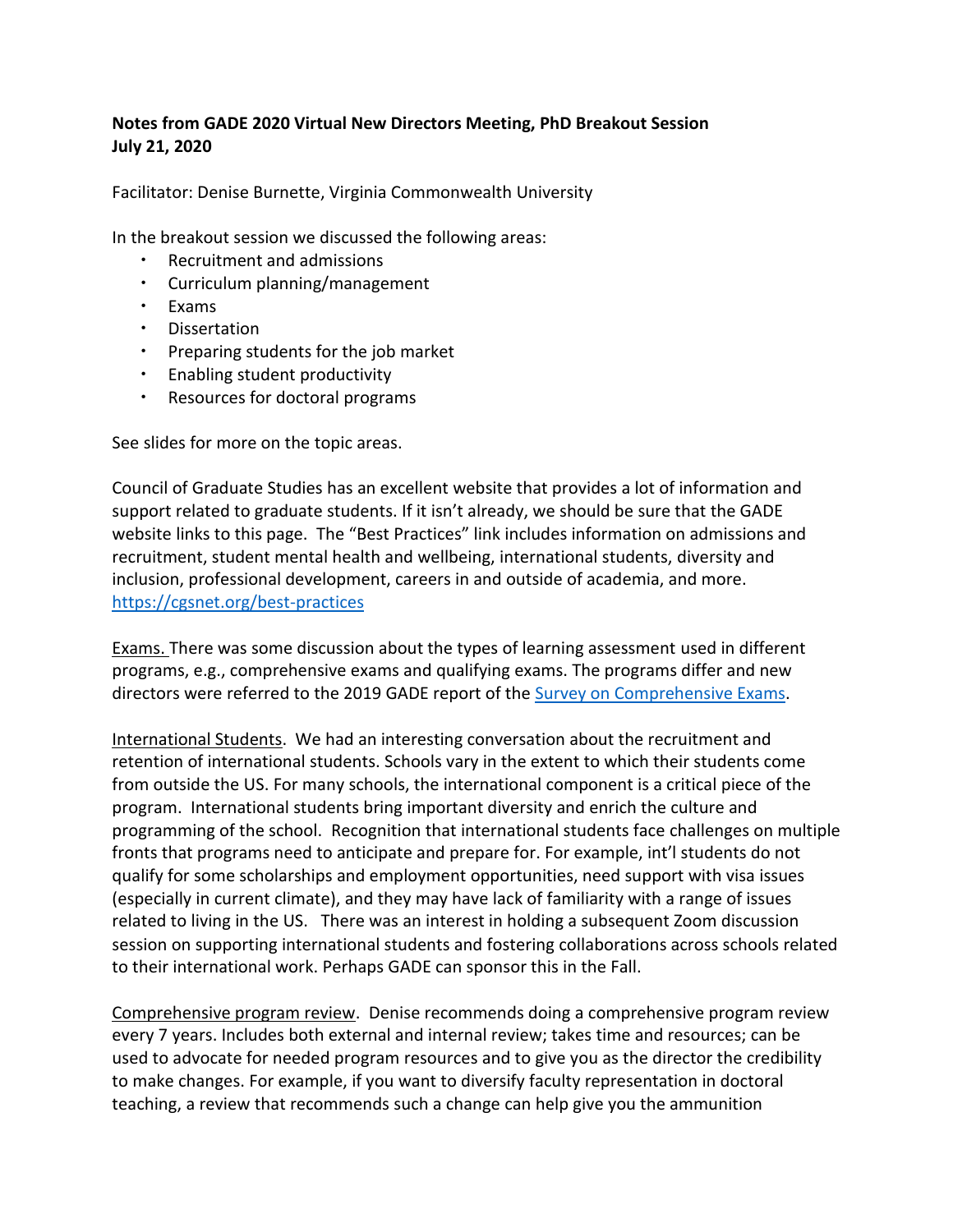**Notes from GADE 2020 Virtual New Directors Meeting, PhD Breakout Session**
**July 21, 2020**

Facilitator: Denise Burnette, Virginia Commonwealth University

In the breakout session we discussed the following areas:

- Recruitment and admissions
- Curriculum planning/management
- Exams
- Dissertation
- Preparing students for the job market
- Enabling student productivity
- Resources for doctoral programs

See slides for more on the topic areas.

Council of Graduate Studies has an excellent website that provides a lot of information and support related to graduate students. If it isn't already, we should be sure that the GADE website links to this page. The "Best Practices" link includes information on admissions and recruitment, student mental health and wellbeing, international students, diversity and inclusion, professional development, careers in and outside of academia, and more. https://cgsnet.org/best-practices

Exams. There was some discussion about the types of learning assessment used in different programs, e.g., comprehensive exams and qualifying exams. The programs differ and new directors were referred to the 2019 GADE report of the Survey on Comprehensive Exams.

International Students. We had an interesting conversation about the recruitment and retention of international students. Schools vary in the extent to which their students come from outside the US. For many schools, the international component is a critical piece of the program. International students bring important diversity and enrich the culture and programming of the school. Recognition that international students face challenges on multiple fronts that programs need to anticipate and prepare for. For example, int'l students do not qualify for some scholarships and employment opportunities, need support with visa issues (especially in current climate), and they may have lack of familiarity with a range of issues related to living in the US. There was an interest in holding a subsequent Zoom discussion session on supporting international students and fostering collaborations across schools related to their international work. Perhaps GADE can sponsor this in the Fall.

Comprehensive program review. Denise recommends doing a comprehensive program review every 7 years. Includes both external and internal review; takes time and resources; can be used to advocate for needed program resources and to give you as the director the credibility to make changes. For example, if you want to diversify faculty representation in doctoral teaching, a review that recommends such a change can help give you the ammunition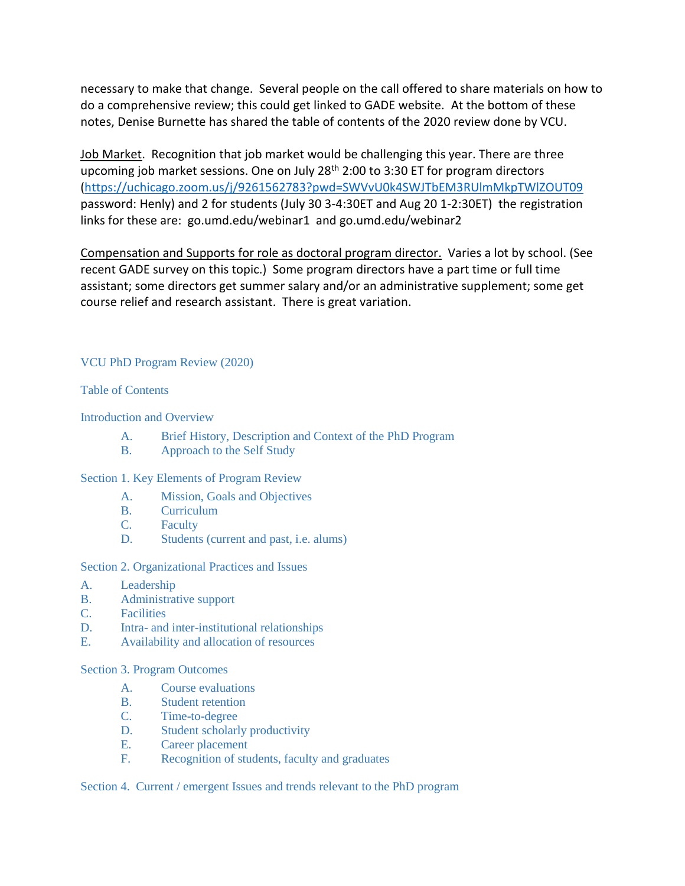necessary to make that change. Several people on the call offered to share materials on how to do a comprehensive review; this could get linked to GADE website. At the bottom of these notes, Denise Burnette has shared the table of contents of the 2020 review done by VCU.

Job Market. Recognition that job market would be challenging this year. There are three upcoming job market sessions. One on July 28th 2:00 to 3:30 ET for program directors (https://uchicago.zoom.us/j/9261562783?pwd=SWVvU0k4SWJTbEM3RUlmMkpTWlZOUT09 password: Henly) and 2 for students (July 30 3-4:30ET and Aug 20 1-2:30ET) the registration links for these are: go.umd.edu/webinar1 and go.umd.edu/webinar2

Compensation and Supports for role as doctoral program director. Varies a lot by school. (See recent GADE survey on this topic.) Some program directors have a part time or full time assistant; some directors get summer salary and/or an administrative supplement; some get course relief and research assistant. There is great variation.

VCU PhD Program Review (2020)

Table of Contents

Introduction and Overview

- A. Brief History, Description and Context of the PhD Program
- B. Approach to the Self Study

Section 1. Key Elements of Program Review

- A. Mission, Goals and Objectives
- B. Curriculum
- C. Faculty
- D. Students (current and past, i.e. alums)

Section 2. Organizational Practices and Issues

- A. Leadership
- B. Administrative support
- C. Facilities
- D. Intra- and inter-institutional relationships
- E. Availability and allocation of resources

Section 3. Program Outcomes

- A. Course evaluations
- B. Student retention
- C. Time-to-degree
- D. Student scholarly productivity
- E. Career placement
- F. Recognition of students, faculty and graduates

Section 4. Current / emergent Issues and trends relevant to the PhD program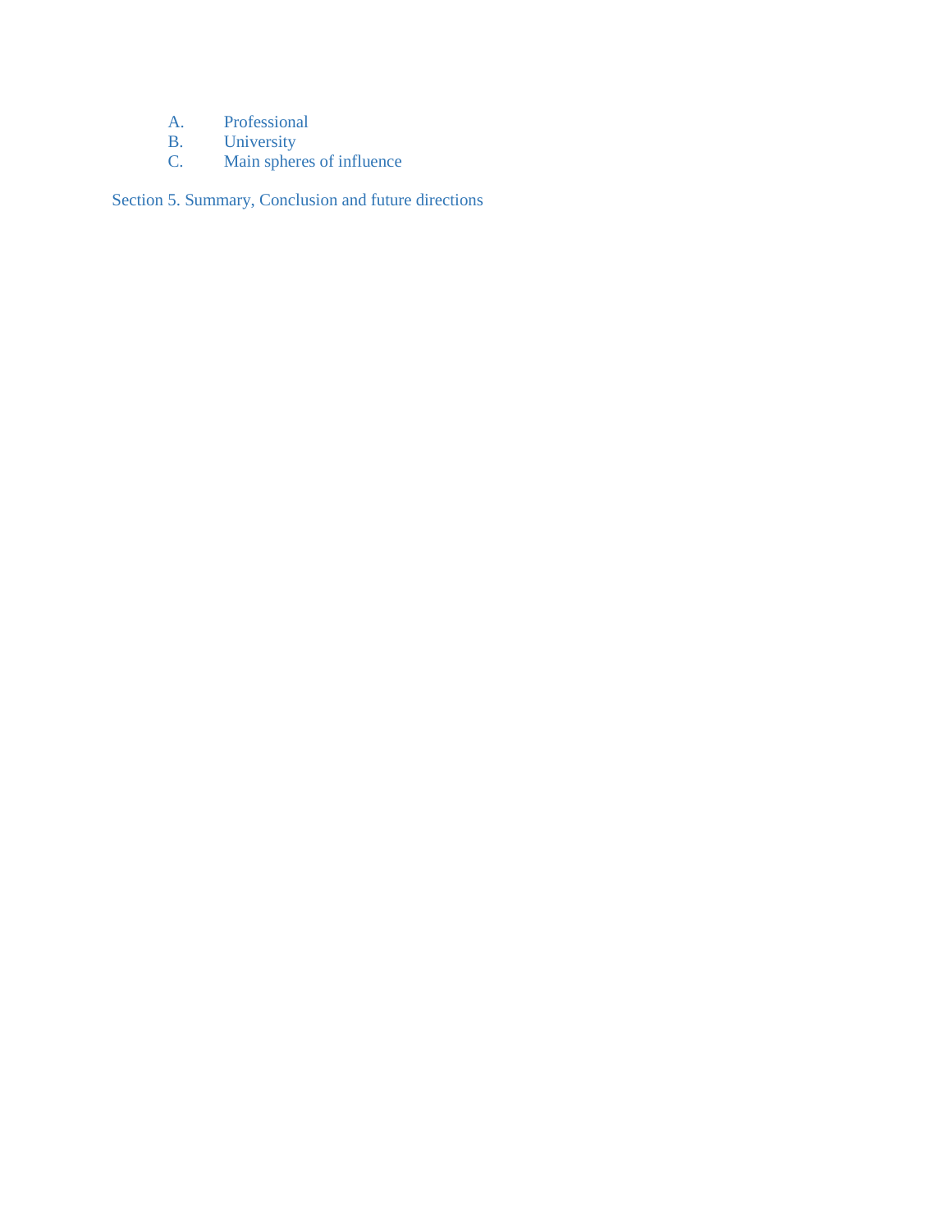A. Professional
B. University
C. Main spheres of influence

Section 5. Summary, Conclusion and future directions